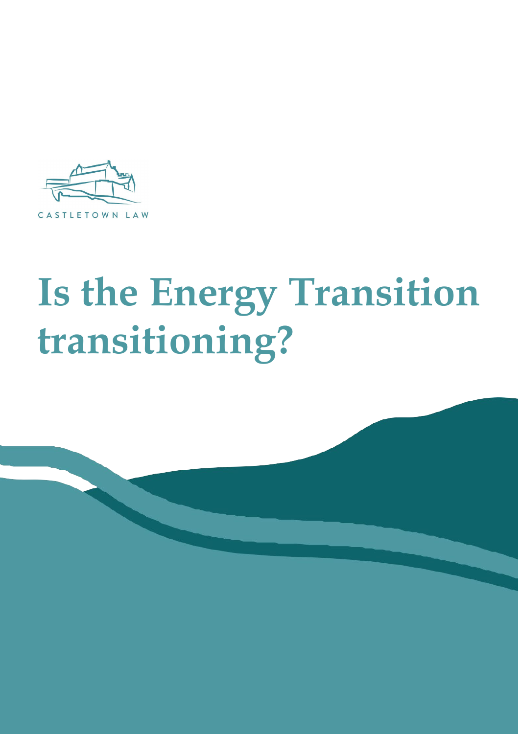CASTLETOWN LAW

# Is the Energy Transition transitioning?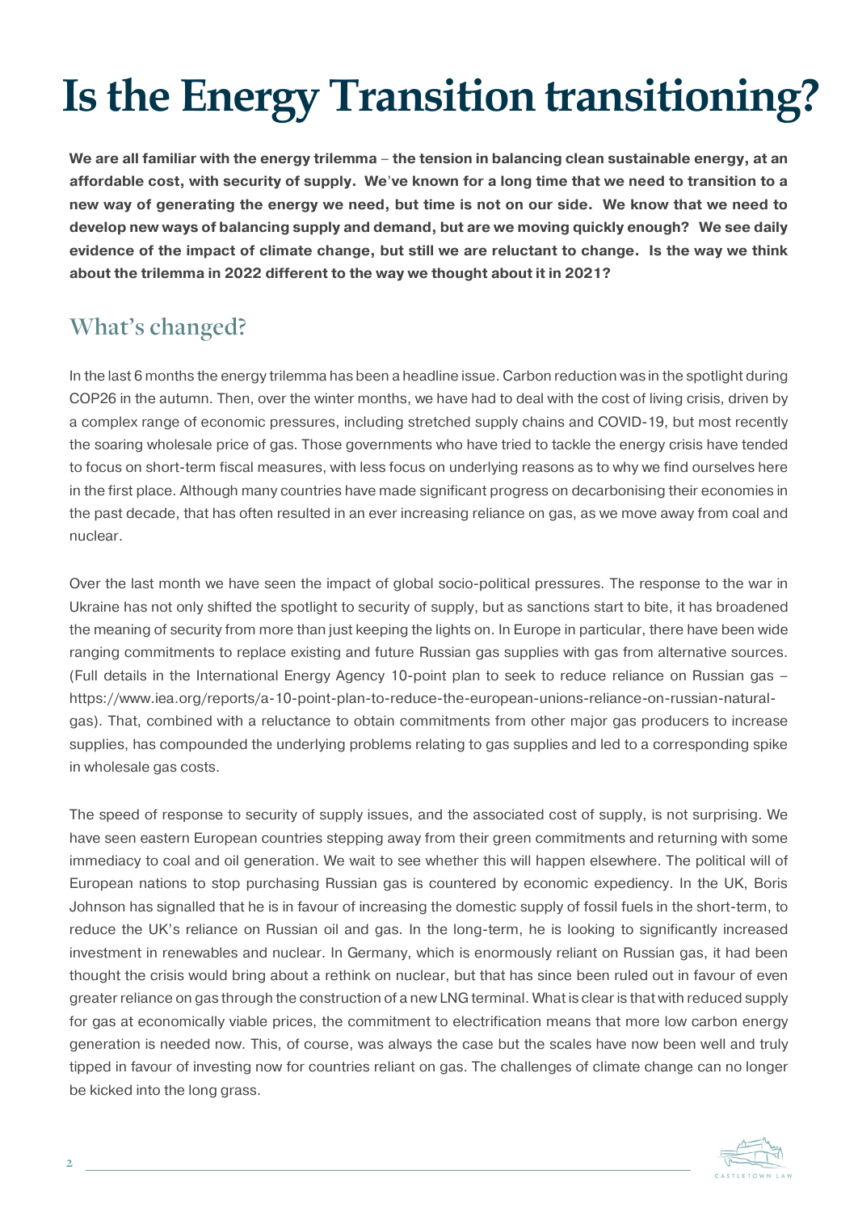# Is the Energy Transition transitioning?

**We are all familiar with the energy trilemma – the tension in balancing clean sustainable energy, at an affordable cost, with security of supply. We've known for a long time that we need to transition to a new way of generating the energy we need, but time is not on our side. We know that we need to develop new ways of balancing supply and demand, but are we moving quickly enough? We see daily evidence of the impact of climate change, but still we are reluctant to change. Is the way we think about the trilemma in 2022 different to the way we thought about it in 2021?**

## What's changed?

In the last 6 months the energy trilemma has been a headline issue. Carbon reduction was in the spotlight during COP26 in the autumn. Then, over the winter months, we have had to deal with the cost of living crisis, driven by a complex range of economic pressures, including stretched supply chains and COVID-19, but most recently the soaring wholesale price of gas. Those governments who have tried to tackle the energy crisis have tended to focus on short-term fiscal measures, with less focus on underlying reasons as to why we find ourselves here in the first place. Although many countries have made significant progress on decarbonising their economies in the past decade, that has often resulted in an ever increasing reliance on gas, as we move away from coal and nuclear.

Over the last month we have seen the impact of global socio-political pressures. The response to the war in Ukraine has not only shifted the spotlight to security of supply, but as sanctions start to bite, it has broadened the meaning of security from more than just keeping the lights on. In Europe in particular, there have been wide ranging commitments to replace existing and future Russian gas supplies with gas from alternative sources. (Full details in the International Energy Agency 10-point plan to seek to reduce reliance on Russian gas – https://www.iea.org/reports/a-10-point-plan-to-reduce-the-european-unions-reliance-on-russian-natural-gas). That, combined with a reluctance to obtain commitments from other major gas producers to increase supplies, has compounded the underlying problems relating to gas supplies and led to a corresponding spike in wholesale gas costs.

The speed of response to security of supply issues, and the associated cost of supply, is not surprising. We have seen eastern European countries stepping away from their green commitments and returning with some immediacy to coal and oil generation. We wait to see whether this will happen elsewhere. The political will of European nations to stop purchasing Russian gas is countered by economic expediency. In the UK, Boris Johnson has signalled that he is in favour of increasing the domestic supply of fossil fuels in the short-term, to reduce the UK's reliance on Russian oil and gas. In the long-term, he is looking to significantly increased investment in renewables and nuclear. In Germany, which is enormously reliant on Russian gas, it had been thought the crisis would bring about a rethink on nuclear, but that has since been ruled out in favour of even greater reliance on gas through the construction of a new LNG terminal. What is clear is that with reduced supply for gas at economically viable prices, the commitment to electrification means that more low carbon energy generation is needed now. This, of course, was always the case but the scales have now been well and truly tipped in favour of investing now for countries reliant on gas. The challenges of climate change can no longer be kicked into the long grass.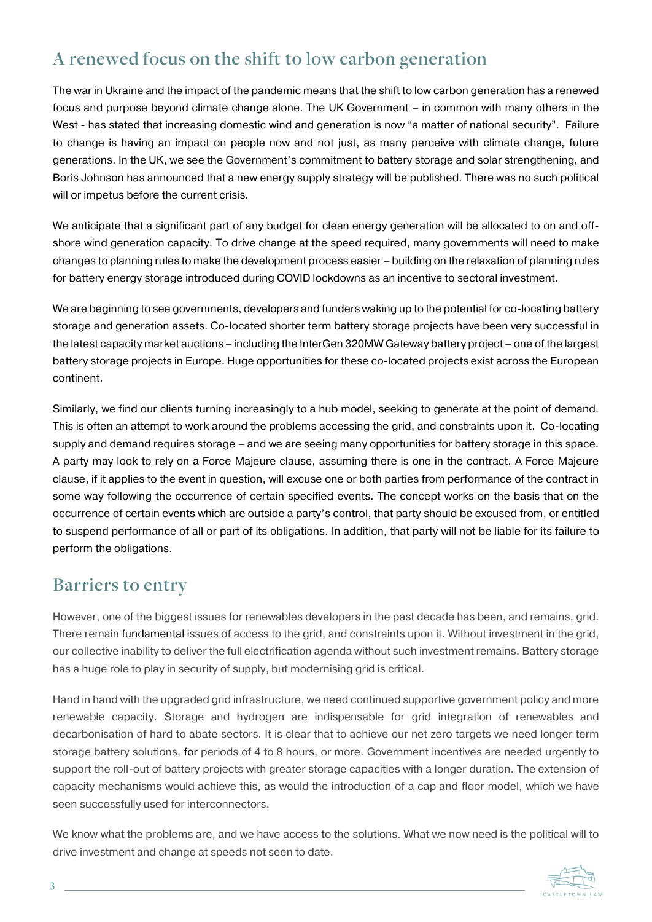## A renewed focus on the shift to low carbon generation

The war in Ukraine and the impact of the pandemic means that the shift to low carbon generation has a renewed focus and purpose beyond climate change alone. The UK Government – in common with many others in the West - has stated that increasing domestic wind and generation is now "a matter of national security". Failure to change is having an impact on people now and not just, as many perceive with climate change, future generations. In the UK, we see the Government's commitment to battery storage and solar strengthening, and Boris Johnson has announced that a new energy supply strategy will be published. There was no such political will or impetus before the current crisis.

We anticipate that a significant part of any budget for clean energy generation will be allocated to on and off-shore wind generation capacity. To drive change at the speed required, many governments will need to make changes to planning rules to make the development process easier – building on the relaxation of planning rules for battery energy storage introduced during COVID lockdowns as an incentive to sectoral investment.

We are beginning to see governments, developers and funders waking up to the potential for co-locating battery storage and generation assets. Co-located shorter term battery storage projects have been very successful in the latest capacity market auctions – including the InterGen 320MW Gateway battery project – one of the largest battery storage projects in Europe. Huge opportunities for these co-located projects exist across the European continent.

Similarly, we find our clients turning increasingly to a hub model, seeking to generate at the point of demand. This is often an attempt to work around the problems accessing the grid, and constraints upon it. Co-locating supply and demand requires storage – and we are seeing many opportunities for battery storage in this space. A party may look to rely on a Force Majeure clause, assuming there is one in the contract. A Force Majeure clause, if it applies to the event in question, will excuse one or both parties from performance of the contract in some way following the occurrence of certain specified events. The concept works on the basis that on the occurrence of certain events which are outside a party's control, that party should be excused from, or entitled to suspend performance of all or part of its obligations. In addition, that party will not be liable for its failure to perform the obligations.

## Barriers to entry

However, one of the biggest issues for renewables developers in the past decade has been, and remains, grid. There remain fundamental issues of access to the grid, and constraints upon it. Without investment in the grid, our collective inability to deliver the full electrification agenda without such investment remains. Battery storage has a huge role to play in security of supply, but modernising grid is critical.

Hand in hand with the upgraded grid infrastructure, we need continued supportive government policy and more renewable capacity. Storage and hydrogen are indispensable for grid integration of renewables and decarbonisation of hard to abate sectors. It is clear that to achieve our net zero targets we need longer term storage battery solutions, for periods of 4 to 8 hours, or more. Government incentives are needed urgently to support the roll-out of battery projects with greater storage capacities with a longer duration. The extension of capacity mechanisms would achieve this, as would the introduction of a cap and floor model, which we have seen successfully used for interconnectors.

We know what the problems are, and we have access to the solutions. What we now need is the political will to drive investment and change at speeds not seen to date.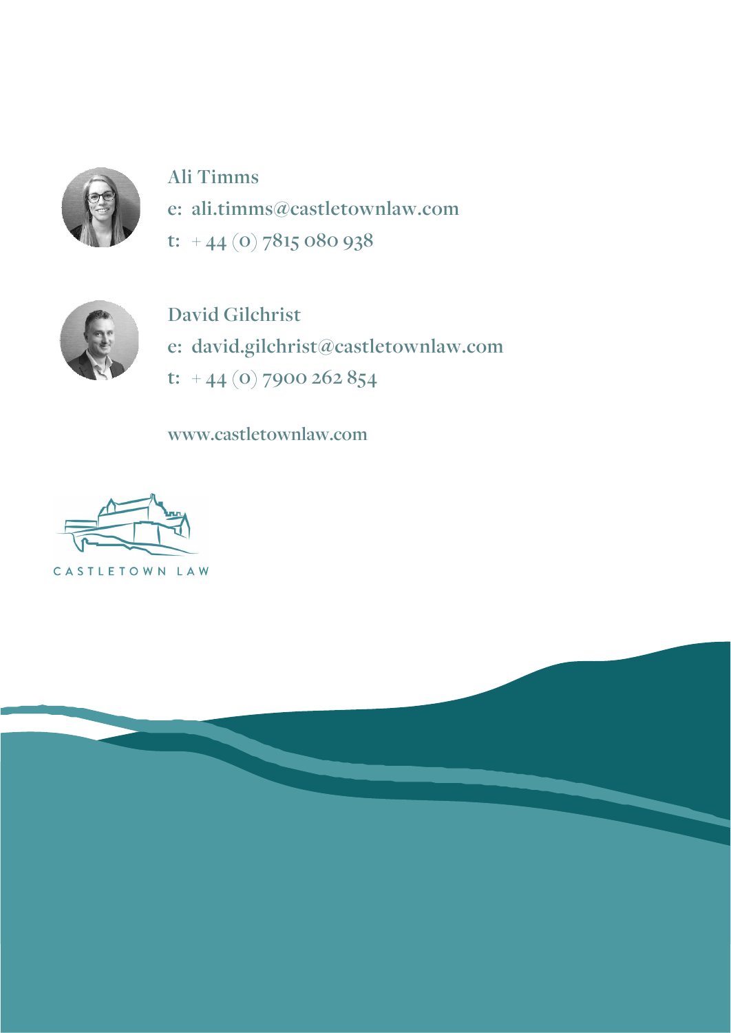Ali Timms
e: ali.timms@castletownlaw.com
t: + 44 (0) 7815 080 938

David Gilchrist
e: david.gilchrist@castletownlaw.com
t: + 44 (0) 7900 262 854

www.castletownlaw.com

CASTLETOWN LAW